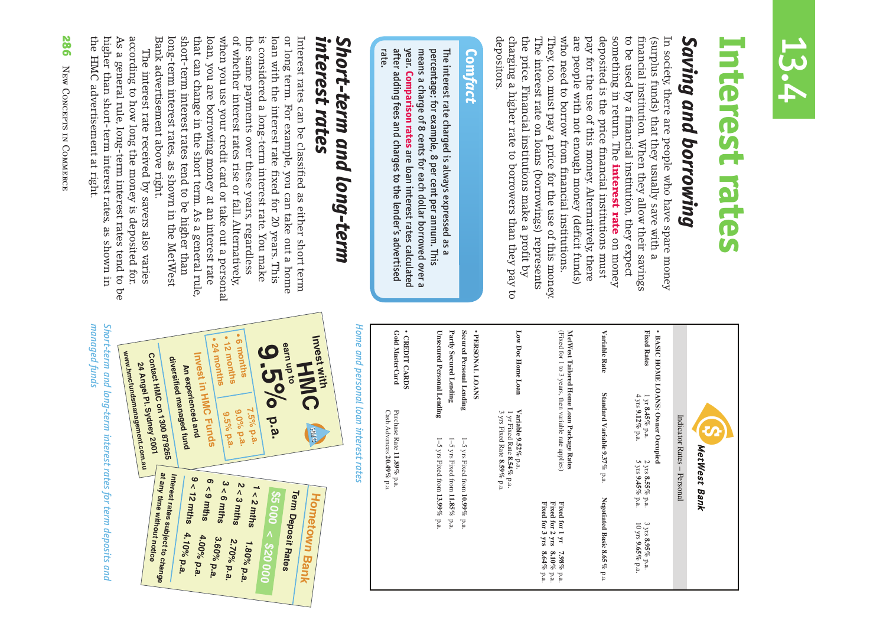# 13.4 Interest rates

## Saving and borrowing

In society, there are people who have spare money (surplus funds) that they usually save with a financial institution. When they allow their savings to be used by a financial institution, they expect something in return. The **interest rate** on money deposited is the price financial institutions must pay for the use of this money. Alternatively, there are people with not enough money (deficit funds) who need to borrow from financial institutions. They, too, must pay a price for the use of this money. The interest rate on loans (borrowings) represents the price. Financial institutions make a profit by charging a higher rate to borrowers than they pay to depositors.

> **Comfact**
>
> The interest rate charged is always expressed as a percentage; for example, 8 per cent per annum. This means a charge of 8 cents for each dollar borrowed over a year. **Comparison rates** are loan interest rates calculated after adding fees and charges to the lender's advertised rate.

## Short-term and long-term interest rates

Interest rates can be classified as either short term or long term. For example, you can take out a home loan with the interest rate fixed for 20 years. This is considered a long-term interest rate. You make the same payments over these years, regardless of whether interest rates rise or fall. Alternatively, when you use your credit card or take out a personal loan, you are borrowing money at an interest rate that can change in the short term. As a general rule, short-term interest rates tend to be higher than long-term interest rates, as shown in the MetWest Bank advertisement above right.

The interest rate received by savers also varies according to how long the money is deposited for. As a general rule, long-term interest rates tend to be higher than short-term interest rates, as shown in the HMC advertisement at right.

**MetWest Bank**

Indicator Rates – Personal

| | | | |
|---|---|---|---|
| **• BASIC HOME LOANS: Owner Occupied** | | | |
| Fixed Rates | 1 yr **8.45%** p.a.<br>4 yrs **9.12%** p.a. | 2 yrs **8.55%** p.a.<br>5 yrs **9.45%** p.a. | 3 yrs **8.95%** p.a.<br>10 yrs **9.65%** p.a. |
| Variable Rate | Standard Variable **9.37%** p.a. | | Negotiated Basic **8.65%** p.a. |
| MetWest Tailored Home Loan Package Rates<br>(Fixed for 1 to 3 years, then variable rate applies) | | | Fixed for 1 yr **7.98%** p.a.<br>Fixed for 2 yrs **8.10%** p.a.<br>Fixed for 3 yrs **8.64%** p.a. |
| Low Doc Home Loan | Variable **9.52%** p.a.<br>1 yr Fixed Rate **8.54%** p.a.<br>3 yrs Fixed Rate **8.59%** p.a. | | |
| **• PERSONAL LOANS** | | | |
| Secured Personal Lending | 1–5 yrs Fixed from **10.99%** p.a. | | |
| Partly Secured Lending | 1–5 yrs Fixed from **11.85%** p.a. | | |
| Unsecured Personal Lending | 1–5 yrs Fixed from **13.99%** p.a. | | |
| **• CREDIT CARDS** | | | |
| Gold MasterCard | Purchase Rate **11.89%** p.a.<br>Cash Advances **20.49%** p.a. | | |

*Home and personal loan interest rates*

**Invest with HMC**

earn up to **9.5% p.a.**

| | |
|---|---|
| • 6 months | 7.5% p.a. |
| • 12 months | 9.0% p.a. |
| • 24 months | 9.5% p.a. |

Invest in HMC Funds

An experienced and diversified managed fund

Contact HMC on 1300 879265
24 Angel Pl. Sydney 2001
www.hmcfundsmanagement.com.au

**Hometown Bank**

Term Deposit Rates

$5000 < $20 000

| | |
|---|---|
| 1 < 2 mths | 1.80% p.a. |
| 2 < 3 mths | 2.70% p.a. |
| 3 < 6 mths | 3.60% p.a. |
| 6 < 9 mths | 4.00% p.a. |
| 9 < 12 mths | 4.10% p.a. |

Interest rates subject to change at any time without notice

*Short-term and long-term interest rates for term deposits and managed funds*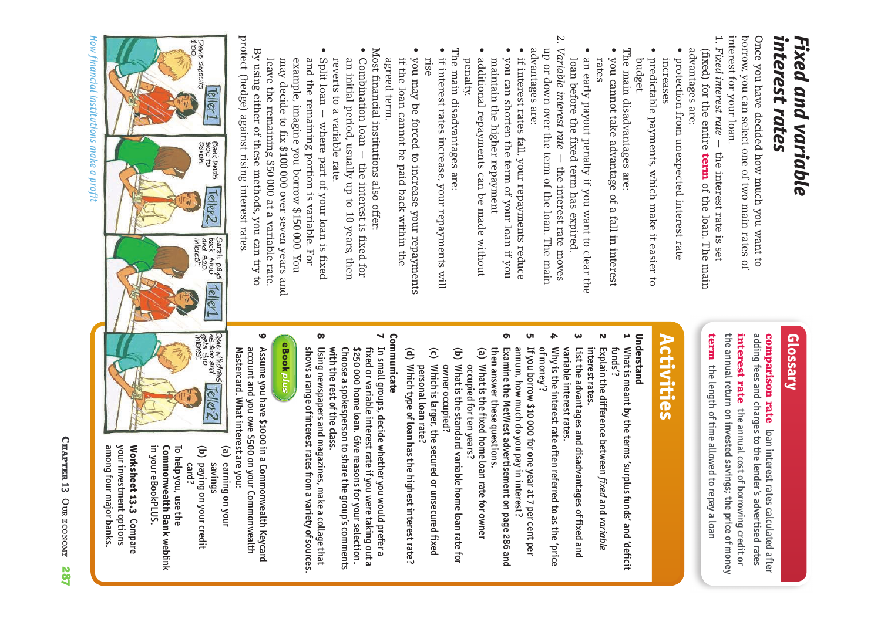# Fixed and variable interest rates

Once you have decided how much you want to borrow, you can select one of two main rates of interest for your loan.

1. *Fixed interest rate* — the interest rate is set (fixed) for the entire **term** of the loan. The main advantages are:
   - protection from unexpected interest rate increases
   - predictable payments, which make it easier to budget.

   The main disadvantages are:
   - you cannot take advantage of a fall in interest rates
   - an early payout penalty if you want to clear the loan before the fixed term has expired.
2. *Variable interest rate* — the interest rate moves up or down over the term of the loan. The main advantages are:
   - if interest rates fall, your repayments reduce
   - you can shorten the term of your loan if you maintain the higher repayment
   - additional repayments can be made without penalty.

   The main disadvantages are:
   - if interest rates increase, your repayments will rise
   - you may be forced to increase your repayments if the loan cannot be paid back within the agreed term.

Most financial institutions also offer:

- Combination loan — the interest is fixed for an initial period, usually up to 10 years, then reverts to a variable rate.
- Split loan — where part of your loan is fixed and the remaining portion is variable. For example, imagine you borrow $150 000. You may decide to fix $100 000 over seven years and leave the remaining $50 000 at a variable rate.

By using either of these methods, you can try to protect (hedge) against rising interest rates.

Dave deposits $100 | Teller 1 | Bank lends $100 to Sarah. | Teller 2 | Sarah pays back $100 and $20 interest. | Teller 1 | Dave withdraws his $100 and gets $10 interest. | Teller 2

*How financial institutions make a profit*

## Glossary

**comparison rate** loan interest rates calculated after adding fees and charges to the lender's advertised rates

**interest rate** the annual cost of borrowing credit or the annual return on invested savings; the price of money

**term** the length of time allowed to repay a loan

## Activities

### Understand

1. What is meant by the terms 'surplus funds' and 'deficit funds'?
2. Explain the difference between *fixed* and *variable* interest rates.
3. List the advantages and disadvantages of fixed and variable interest rates.
4. Why is the interest rate often referred to as the 'price of money'?
5. If you borrow $10 000 for one year at 7 per cent per annum, how much do you pay in interest?
6. Examine the MetWest advertisement on page 286 and then answer these questions.
   (a) What is the fixed home loan rate for owner occupied for ten years?
   (b) What is the standard variable home loan rate for owner occupied?
   (c) Which is larger, the secured or unsecured fixed personal loan rate?
   (d) Which type of loan has the highest interest rate?

### Communicate

7. In small groups, decide whether you would prefer a fixed or variable interest rate if you were taking out a $250 000 home loan. Give reasons for your selection. Choose a spokesperson to share the group's comments with the rest of the class.
8. Using newspapers and magazines, make a collage that shows a range of interest rates from a variety of sources.
9. Assume you have $1000 in a Commonwealth Keycard account and you owe $500 on your Commonwealth Mastercard. What interest are you:
   (a) earning on your savings
   (b) paying on your credit card?

**eBook*plus***

To help you, use the **Commonwealth Bank** weblink in your eBookPLUS.

**Worksheet 13.3** Compare your investment options among four major banks.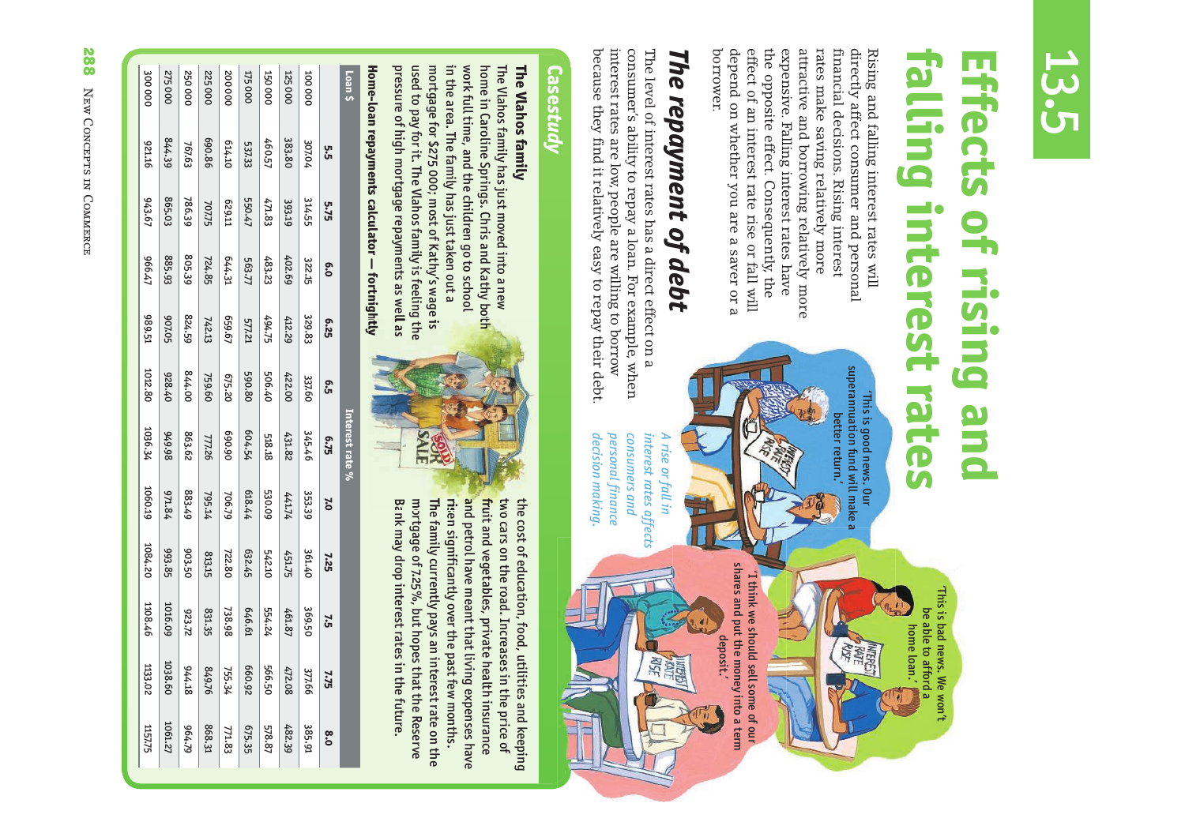# 13.5 Effects of rising and falling interest rates

Rising and falling interest rates will directly affect consumer and personal financial decisions. Rising interest rates make saving relatively more attractive and borrowing relatively more expensive. Falling interest rates have the opposite effect. Consequently, the effect of an interest rate rise or fall will depend on whether you are a saver or a borrower.

'This is good news. Our superannuation fund will make a better return.'

'This is bad news. We won't be able to afford a home loan.'

'I think we should sell some of our shares and put the money into a term deposit.'

*A rise or fall in interest rates affects consumers and personal finance decision making.*

## The repayment of debt

The level of interest rates has a direct effect on a consumer's ability to repay a loan. For example, when interest rates are low, people are willing to borrow because they find it relatively easy to repay their debt.

## Casestudy

### The Vlahos family

The Vlahos family has just moved into a new home in Caroline Springs. Chris and Kathy both work full time, and the children go to school in the area. The family has just taken out a mortgage for $275 000; most of Kathy's wage is used to pay for it. The Vlahos family is feeling the pressure of high mortgage repayments as well as the cost of education, food, utilities and keeping two cars on the road. Increases in the price of fruit and vegetables, private health insurance and petrol have meant that living expenses have risen significantly over the past few months. The family currently pays an interest rate on the mortgage of 7.25%, but hopes that the Reserve Bank may drop interest rates in the future.

**Home-loan repayments calculator — fortnightly**

| Loan $ | Interest rate % | | | | | | | | | | |
|---|---|---|---|---|---|---|---|---|---|---|---|
| | 5.5 | 5.75 | 6.0 | 6.25 | 6.5 | 6.75 | 7.0 | 7.25 | 7.5 | 7.75 | 8.0 |
| 100 000 | 307.04 | 314.55 | 322.15 | 329.83 | 337.60 | 345.46 | 353.39 | 361.40 | 369.50 | 377.66 | 385.91 |
| 125 000 | 383.80 | 393.19 | 402.69 | 412.29 | 422.00 | 431.82 | 441.74 | 451.75 | 461.87 | 472.08 | 482.39 |
| 150 000 | 460.57 | 471.83 | 483.23 | 494.75 | 506.40 | 518.18 | 530.09 | 542.10 | 554.24 | 566.50 | 578.87 |
| 175 000 | 537.33 | 550.47 | 563.77 | 577.21 | 590.80 | 604.54 | 618.44 | 632.45 | 646.61 | 660.92 | 675.35 |
| 200000 | 614.10 | 629.11 | 644.31 | 659.67 | 675.20 | 690.90 | 706.79 | 722.80 | 738.98 | 755.34 | 771.83 |
| 225 000 | 690.86 | 70775 | 724.85 | 742.13 | 759.60 | 777.26 | 795.14 | 813.15 | 831.35 | 849.76 | 868.31 |
| 250 000 | 767.63 | 786.39 | 805.39 | 824.59 | 844.00 | 863.62 | 883.49 | 903.50 | 923.72 | 944.18 | 964.79 |
| 275 000 | 844.39 | 865.03 | 885.93 | 907.05 | 928.40 | 949.98 | 971.84 | 993.85 | 1016.09 | 1038.60 | 1061.27 |
| 300 000 | 921.16 | 943.67 | 966.47 | 989.51 | 1012.80 | 1036.34 | 1060.19 | 1084.20 | 1108.46 | 1133.02 | 1157.75 |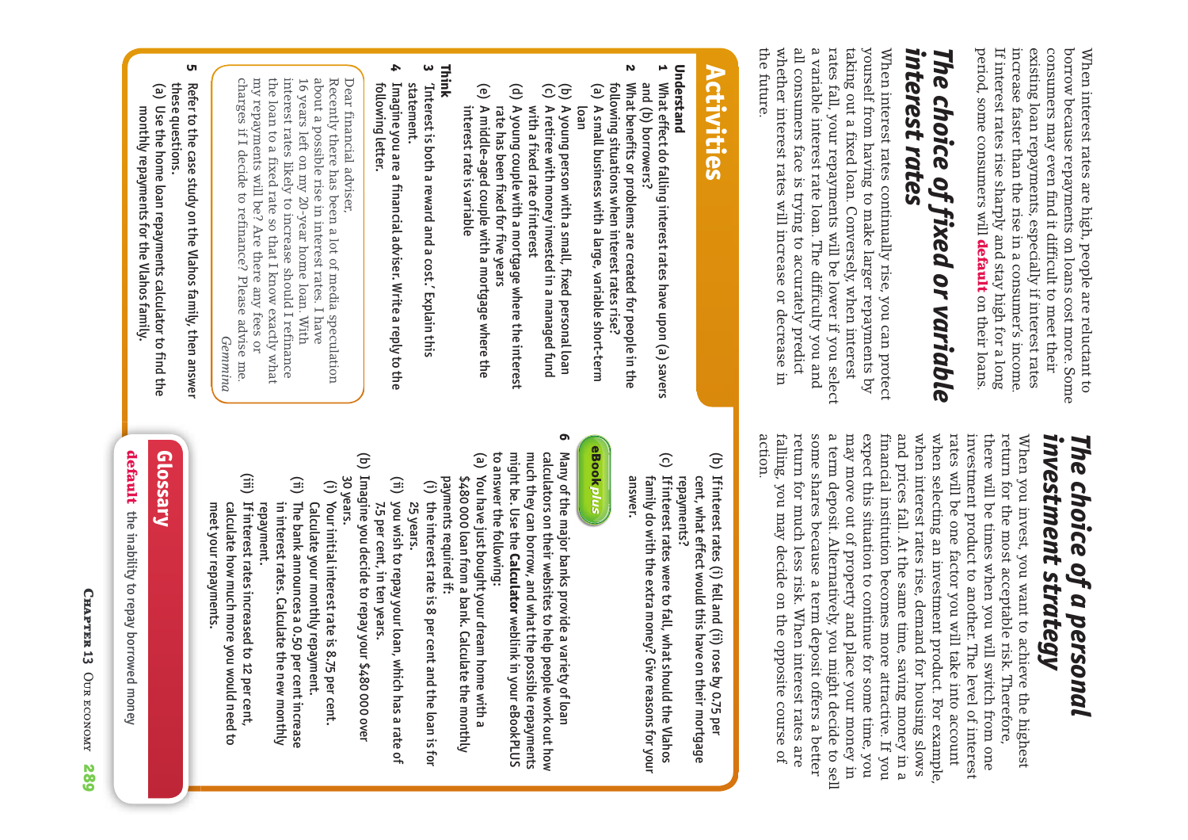When interest rates are high, people are reluctant to borrow because repayments on loans cost more. Some consumers may even find it difficult to meet their existing loan repayments, especially if interest rates increase faster than the rise in a consumer's income. If interest rates rise sharply and stay high for a long period, some consumers will **default** on their loans.

## The choice of fixed or variable interest rates

When interest rates continually rise, you can protect yourself from having to make larger repayments by taking out a fixed loan. Conversely, when interest rates fall, your repayments will be lower if you select a variable interest rate loan. The difficulty you and all consumers face is trying to accurately predict whether interest rates will increase or decrease in the future.

## The choice of a personal investment strategy

When you invest, you want to achieve the highest return for the most acceptable risk. Therefore, there will be times when you will switch from one investment product to another. The level of interest rates will be one factor you will take into account when selecting an investment product. For example, when interest rates rise, demand for housing slows and prices fall. At the same time, saving money in a financial institution becomes more attractive. If you expect this situation to continue for some time, you may move out of property and place your money in a term deposit. Alternatively, you might decide to sell some shares because a term deposit offers a better return for much less risk. When interest rates are falling, you may decide on the opposite course of action.

## Activities

**Understand**

1. What effect do falling interest rates have upon (a) savers and (b) borrowers?
2. What benefits or problems are created for people in the following situations when interest rates rise?
   (a) A small business with a large, variable short-term loan
   (b) A young person with a small, fixed personal loan
   (c) A retiree with money invested in a managed fund with a fixed rate of interest
   (d) A young couple with a mortgage where the interest rate has been fixed for five years
   (e) A middle-aged couple with a mortgage where the interest rate is variable

**Think**

3. 'Interest is both a reward and a cost.' Explain this statement.
4. Imagine you are a financial adviser. Write a reply to the following letter.

> Dear financial adviser,
> Recently there has been a lot of media speculation about a possible rise in interest rates. I have 16 years left on my 20-year home loan. With interest rates likely to increase should I refinance the loan to a fixed rate so that I know exactly what my repayments will be? Are there any fees or charges if I decide to refinance? Please advise me.
> *Gemmina*

5. Refer to the case study on the Vlahos family, then answer these questions.
   (a) Use the home loan repayments calculator to find the monthly repayments for the Vlahos family.
   (b) If interest rates (i) fell and (ii) rose by 0.75 per cent, what effect would this have on their mortgage repayments?
   (c) If interest rates were to fall, what should the Vlahos family do with the extra money? Give reasons for your answer.

eBook*plus*

6. Many of the major banks provide a variety of loan calculators on their websites to help people work out how much they can borrow, and what the possible repayments might be. Use the **Calculator** weblink in your eBookPLUS to answer the following:
   (a) You have just bought your dream home with a \$480 000 loan from a bank. Calculate the monthly payments required if:
      (i) the interest rate is 8 per cent and the loan is for 25 years.
      (ii) you wish to repay your loan, which has a rate of 7.5 per cent, in ten years.
   (b) Imagine you decide to repay your \$480 000 over 30 years.
      (i) Your initial interest rate is 8.75 per cent. Calculate your monthly repayment.
      (ii) The bank announces a 0.50 per cent increase in interest rates. Calculate the new monthly repayment.
      (iii) If interest rates increased to 12 per cent, calculate how much more you would need to meet your repayments.

## Glossary

**default** the inability to repay borrowed money